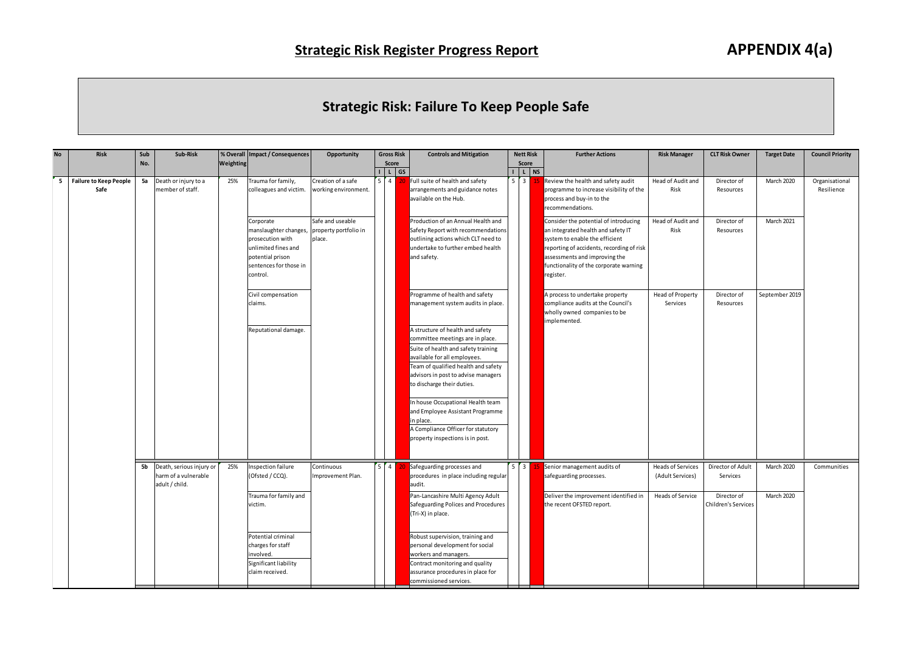# Strategic Risk Register Progress Report

# APPENDIX 4(a)

## Strategic Risk: Failure To Keep People Safe

| No | Risk | Sub No. | Sub-Risk | % Overall Weighting | Impact / Consequences | Opportunity | Gross Risk Score | | | Controls and Mitigation | Nett Risk Score | | | Further Actions | Risk Manager | CLT Risk Owner | Target Date | Council Priority |
|---|---|---|---|---|---|---|---|---|---|---|---|---|---|---|---|---|---|---|
| | | | | | | | I | L | GS | | I | L | NS | | | | | |
| 5 | **Failure to Keep People Safe** | **5a** | Death or injury to a member of staff. | 25% | Trauma for family, colleagues and victim. | Creation of a safe working environment. | 5 | 4 | 20 | Full suite of health and safety arrangements and guidance notes available on the Hub. | 5 | 3 | 15 | Review the health and safety audit programme to increase visibility of the process and buy-in to the recommendations. | Head of Audit and Risk | Director of Resources | March 2020 | Organisational Resilience |
| | | | | | Corporate manslaughter changes, prosecution with unlimited fines and potential prison sentences for those in control. | Safe and useable property portfolio in place. | | | | Production of an Annual Health and Safety Report with recommendations outlining actions which CLT need to undertake to further embed health and safety. | | | | Consider the potential of introducing an integrated health and safety IT system to enable the efficient reporting of accidents, recording of risk assessments and improving the functionality of the corporate warning register. | Head of Audit and Risk | Director of Resources | March 2021 | |
| | | | | | Civil compensation claims. | | | | | Programme of health and safety management system audits in place. | | | | A process to undertake property compliance audits at the Council's wholly owned companies to be implemented. | Head of Property Services | Director of Resources | September 2019 | |
| | | | | | Reputational damage. | | | | | A structure of health and safety committee meetings are in place. | | | | | | | | |
| | | | | | | | | | | Suite of health and safety training available for all employees. | | | | | | | | |
| | | | | | | | | | | Team of qualified health and safety advisors in post to advise managers to discharge their duties. | | | | | | | | |
| | | | | | | | | | | In house Occupational Health team and Employee Assistant Programme in place. | | | | | | | | |
| | | | | | | | | | | A Compliance Officer for statutory property inspections is in post. | | | | | | | | |
| | | **5b** | Death, serious injury or harm of a vulnerable adult / child. | 25% | Inspection failure (Ofsted / CCQ). | Continuous Improvement Plan. | 5 | 4 | 20 | Safeguarding processes and procedures in place including regular audit. | 5 | 3 | 15 | Senior management audits of safeguarding processes. | Heads of Services (Adult Services) | Director of Adult Services | March 2020 | Communities |
| | | | | | Trauma for family and victim. | | | | | Pan-Lancashire Multi Agency Adult Safeguarding Polices and Procedures (Tri-X) in place. | | | | Deliver the improvement identified in the recent OFSTED report. | Heads of Service | Director of Children's Services | March 2020 | |
| | | | | | Potential criminal charges for staff involved. | | | | | Robust supervision, training and personal development for social workers and managers. | | | | | | | | |
| | | | | | Significant liability claim received. | | | | | Contract monitoring and quality assurance procedures in place for commissioned services. | | | | | | | | |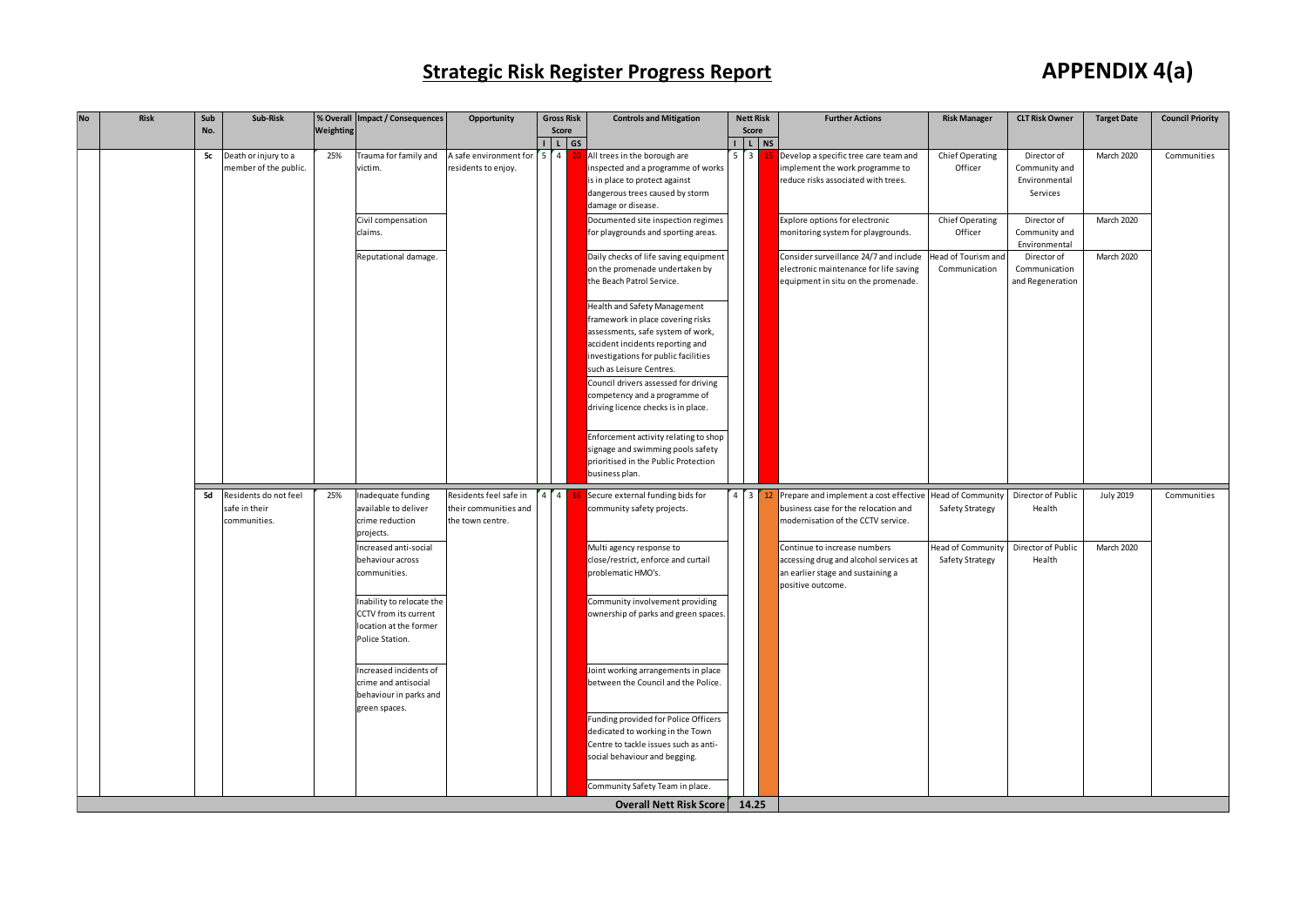# Strategic Risk Register Progress Report

# APPENDIX 4(a)

| No | Risk | Sub No. | Sub-Risk | % Overall Weighting | Impact / Consequences | Opportunity | Gross Risk Score | | | Controls and Mitigation | Nett Risk Score | | | Further Actions | Risk Manager | CLT Risk Owner | Target Date | Council Priority |
|---|---|---|---|---|---|---|---|---|---|---|---|---|---|---|---|---|---|---|
| | | | | | | | I | L | GS | | I | L | NS | | | | | |
| | | 5c | Death or injury to a member of the public. | 25% | Trauma for family and victim. | A safe environment for residents to enjoy. | 5 | 4 | 20 | All trees in the borough are inspected and a programme of works is in place to protect against dangerous trees caused by storm damage or disease. | 5 | 3 | 15 | Develop a specific tree care team and implement the work programme to reduce risks associated with trees. | Chief Operating Officer | Director of Community and Environmental Services | March 2020 | Communities |
| | | | | | Civil compensation claims. | | | | | Documented site inspection regimes for playgrounds and sporting areas. | | | | Explore options for electronic monitoring system for playgrounds. | Chief Operating Officer | Director of Community and Environmental | March 2020 | |
| | | | | | Reputational damage. | | | | | Daily checks of life saving equipment on the promenade undertaken by the Beach Patrol Service. | | | | Consider surveillance 24/7 and include electronic maintenance for life saving equipment in situ on the promenade. | Head of Tourism and Communication | Director of Communication and Regeneration | March 2020 | |
| | | | | | | | | | | Health and Safety Management framework in place covering risks assessments, safe system of work, accident incidents reporting and investigations for public facilities such as Leisure Centres. | | | | | | | | |
| | | | | | | | | | | Council drivers assessed for driving competency and a programme of driving licence checks is in place. | | | | | | | | |
| | | | | | | | | | | Enforcement activity relating to shop signage and swimming pools safety prioritised in the Public Protection business plan. | | | | | | | | |
| | | 5d | Residents do not feel safe in their communities. | 25% | Inadequate funding available to deliver crime reduction projects. | Residents feel safe in their communities and the town centre. | 4 | 4 | 16 | Secure external funding bids for community safety projects. | 4 | 3 | 12 | Prepare and implement a cost effective business case for the relocation and modernisation of the CCTV service. | Head of Community Safety Strategy | Director of Public Health | July 2019 | Communities |
| | | | | | Increased anti-social behaviour across communities. | | | | | Multi agency response to close/restrict, enforce and curtail problematic HMO's. | | | | Continue to increase numbers accessing drug and alcohol services at an earlier stage and sustaining a positive outcome. | Head of Community Safety Strategy | Director of Public Health | March 2020 | |
| | | | | | Inability to relocate the CCTV from its current location at the former Police Station. | | | | | Community involvement providing ownership of parks and green spaces. | | | | | | | | |
| | | | | | Increased incidents of crime and antisocial behaviour in parks and green spaces. | | | | | Joint working arrangements in place between the Council and the Police. | | | | | | | | |
| | | | | | | | | | | Funding provided for Police Officers dedicated to working in the Town Centre to tackle issues such as anti-social behaviour and begging. | | | | | | | | |
| | | | | | | | | | | Community Safety Team in place. | | | | | | | | |
| | | | | | | | | | | **Overall Nett Risk Score** | 14.25 | | | | | | | |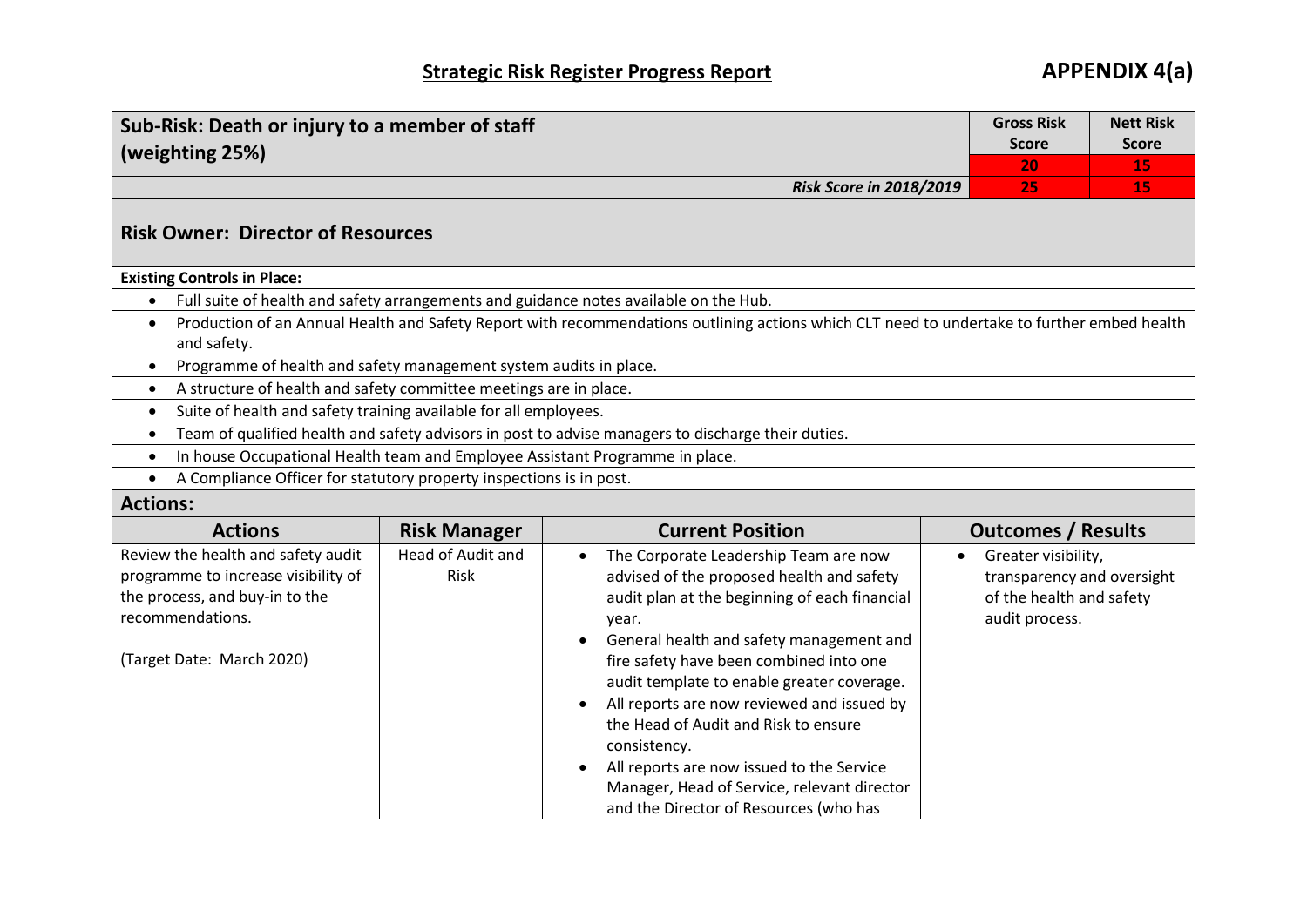## Strategic Risk Register Progress Report

**APPENDIX 4(a)**

| Sub-Risk: Death or injury to a member of staff (weighting 25%) | Gross Risk Score | Nett Risk Score |
|---|---|---|
| | 20 | 15 |
| *Risk Score in 2018/2019* | 25 | 15 |

**Risk Owner: Director of Resources**

**Existing Controls in Place:**

- Full suite of health and safety arrangements and guidance notes available on the Hub.
- Production of an Annual Health and Safety Report with recommendations outlining actions which CLT need to undertake to further embed health and safety.
- Programme of health and safety management system audits in place.
- A structure of health and safety committee meetings are in place.
- Suite of health and safety training available for all employees.
- Team of qualified health and safety advisors in post to advise managers to discharge their duties.
- In house Occupational Health team and Employee Assistant Programme in place.
- A Compliance Officer for statutory property inspections is in post.

**Actions:**

| Actions | Risk Manager | Current Position | Outcomes / Results |
|---|---|---|---|
| Review the health and safety audit programme to increase visibility of the process, and buy-in to the recommendations.<br><br>(Target Date: March 2020) | Head of Audit and Risk | • The Corporate Leadership Team are now advised of the proposed health and safety audit plan at the beginning of each financial year.<br>• General health and safety management and fire safety have been combined into one audit template to enable greater coverage.<br>• All reports are now reviewed and issued by the Head of Audit and Risk to ensure consistency.<br>• All reports are now issued to the Service Manager, Head of Service, relevant director and the Director of Resources (who has | • Greater visibility, transparency and oversight of the health and safety audit process. |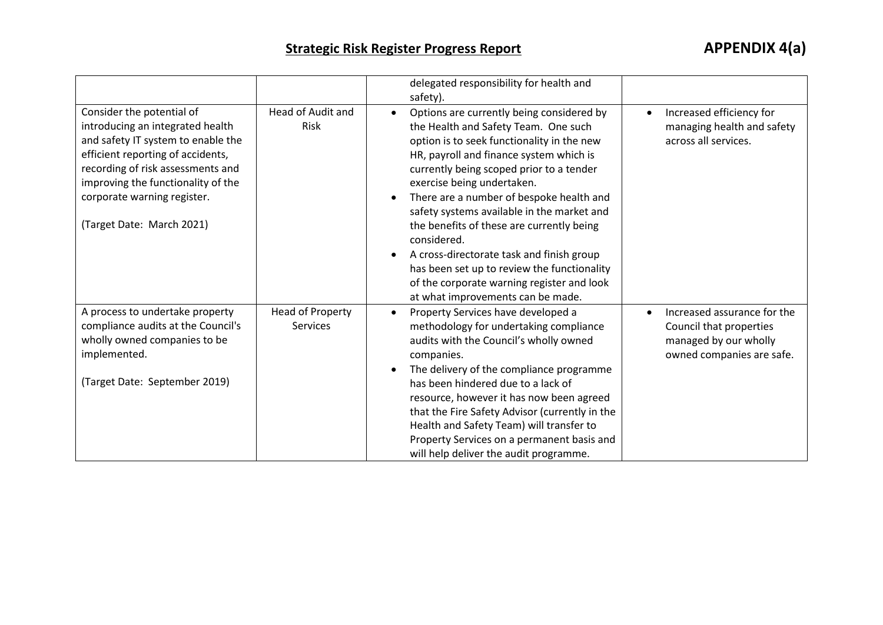## Strategic Risk Register Progress Report

**APPENDIX 4(a)**

| | | | |
|---|---|---|---|
| | | delegated responsibility for health and safety). | |
| Consider the potential of introducing an integrated health and safety IT system to enable the efficient reporting of accidents, recording of risk assessments and improving the functionality of the corporate warning register.<br><br>(Target Date: March 2021) | Head of Audit and Risk | • Options are currently being considered by the Health and Safety Team. One such option is to seek functionality in the new HR, payroll and finance system which is currently being scoped prior to a tender exercise being undertaken.<br>• There are a number of bespoke health and safety systems available in the market and the benefits of these are currently being considered.<br>• A cross-directorate task and finish group has been set up to review the functionality of the corporate warning register and look at what improvements can be made. | • Increased efficiency for managing health and safety across all services. |
| A process to undertake property compliance audits at the Council's wholly owned companies to be implemented.<br><br>(Target Date: September 2019) | Head of Property Services | • Property Services have developed a methodology for undertaking compliance audits with the Council's wholly owned companies.<br>• The delivery of the compliance programme has been hindered due to a lack of resource, however it has now been agreed that the Fire Safety Advisor (currently in the Health and Safety Team) will transfer to Property Services on a permanent basis and will help deliver the audit programme. | • Increased assurance for the Council that properties managed by our wholly owned companies are safe. |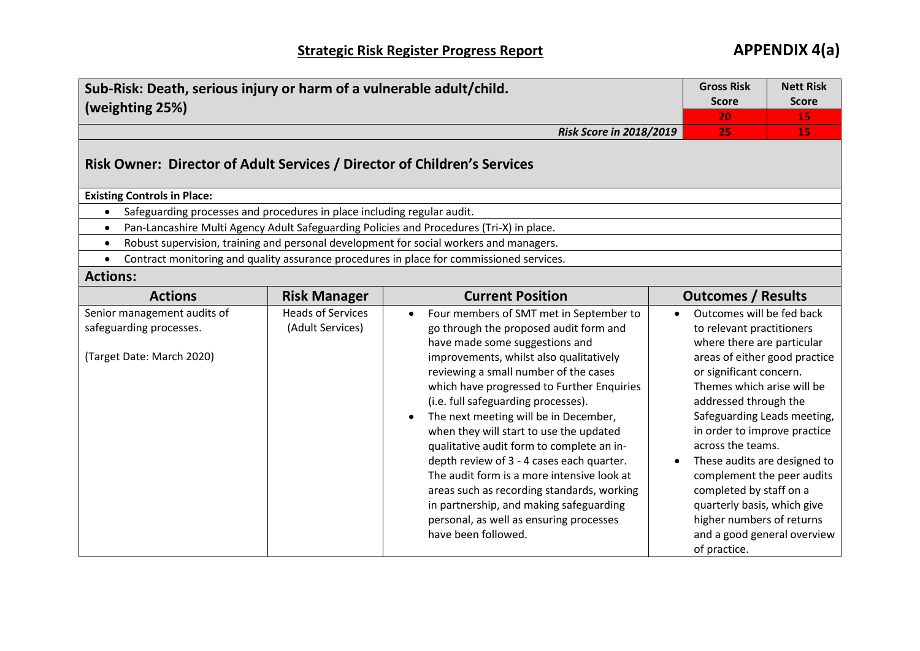# Strategic Risk Register Progress Report

**APPENDIX 4(a)**

| **Sub-Risk: Death, serious injury or harm of a vulnerable adult/child. (weighting 25%)** | **Gross Risk Score** | **Nett Risk Score** |
|---|---|---|
| | **20** | **15** |
| ***Risk Score in 2018/2019*** | **25** | **15** |

## Risk Owner: Director of Adult Services / Director of Children's Services

**Existing Controls in Place:**

- Safeguarding processes and procedures in place including regular audit.
- Pan-Lancashire Multi Agency Adult Safeguarding Policies and Procedures (Tri-X) in place.
- Robust supervision, training and personal development for social workers and managers.
- Contract monitoring and quality assurance procedures in place for commissioned services.

**Actions:**

| Actions | Risk Manager | Current Position | Outcomes / Results |
|---|---|---|---|
| Senior management audits of safeguarding processes.<br><br>(Target Date: March 2020) | Heads of Services (Adult Services) | • Four members of SMT met in September to go through the proposed audit form and have made some suggestions and improvements, whilst also qualitatively reviewing a small number of the cases which have progressed to Further Enquiries (i.e. full safeguarding processes).<br>• The next meeting will be in December, when they will start to use the updated qualitative audit form to complete an in-depth review of 3 - 4 cases each quarter. The audit form is a more intensive look at areas such as recording standards, working in partnership, and making safeguarding personal, as well as ensuring processes have been followed. | • Outcomes will be fed back to relevant practitioners where there are particular areas of either good practice or significant concern. Themes which arise will be addressed through the Safeguarding Leads meeting, in order to improve practice across the teams.<br>• These audits are designed to complement the peer audits completed by staff on a quarterly basis, which give higher numbers of returns and a good general overview of practice. |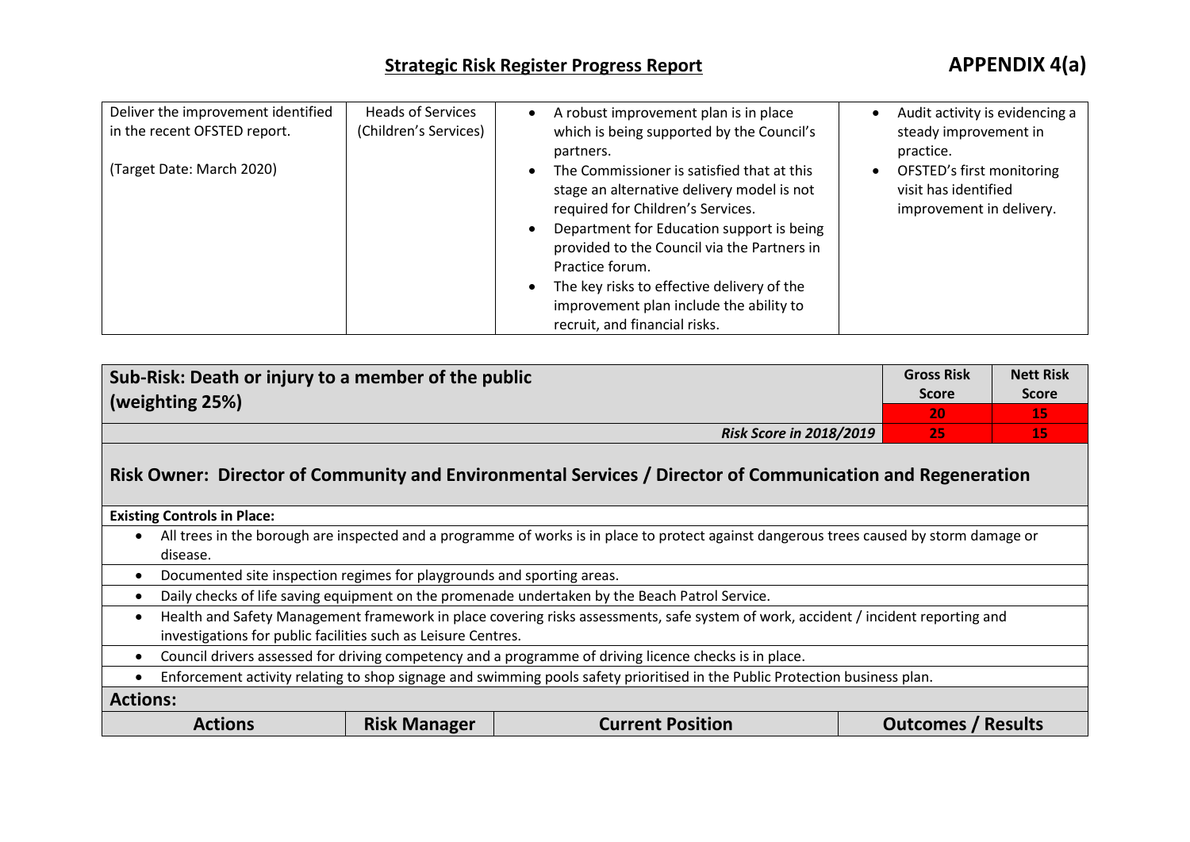## Strategic Risk Register Progress Report

**APPENDIX 4(a)**

| | | | |
|---|---|---|---|
| Deliver the improvement identified in the recent OFSTED report.<br><br>(Target Date: March 2020) | Heads of Services (Children's Services) | • A robust improvement plan is in place which is being supported by the Council's partners.<br>• The Commissioner is satisfied that at this stage an alternative delivery model is not required for Children's Services.<br>• Department for Education support is being provided to the Council via the Partners in Practice forum.<br>• The key risks to effective delivery of the improvement plan include the ability to recruit, and financial risks. | • Audit activity is evidencing a steady improvement in practice.<br>• OFSTED's first monitoring visit has identified improvement in delivery. |

| **Sub-Risk: Death or injury to a member of the public (weighting 25%)** | **Gross Risk Score** | **Nett Risk Score** |
|---|---|---|
| | **20** | **15** |
| ***Risk Score in 2018/2019*** | **25** | **15** |

### Risk Owner: Director of Community and Environmental Services / Director of Communication and Regeneration

**Existing Controls in Place:**

- All trees in the borough are inspected and a programme of works is in place to protect against dangerous trees caused by storm damage or disease.
- Documented site inspection regimes for playgrounds and sporting areas.
- Daily checks of life saving equipment on the promenade undertaken by the Beach Patrol Service.
- Health and Safety Management framework in place covering risks assessments, safe system of work, accident / incident reporting and investigations for public facilities such as Leisure Centres.
- Council drivers assessed for driving competency and a programme of driving licence checks is in place.
- Enforcement activity relating to shop signage and swimming pools safety prioritised in the Public Protection business plan.

**Actions:**

| Actions | Risk Manager | Current Position | Outcomes / Results |
|---|---|---|---|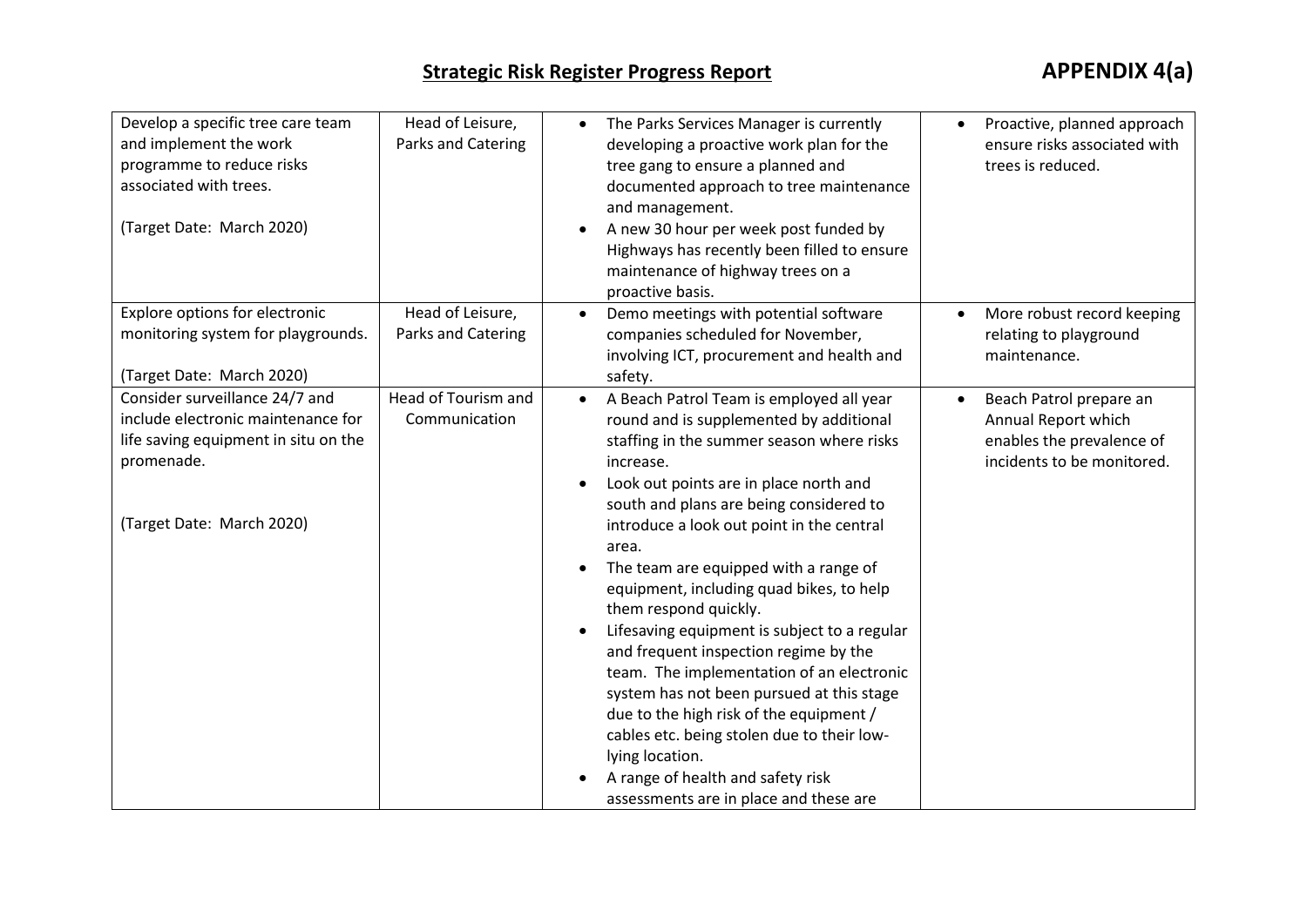## Strategic Risk Register Progress Report

**APPENDIX 4(a)**

| | | | |
|---|---|---|---|
| Develop a specific tree care team and implement the work programme to reduce risks associated with trees.<br><br>(Target Date: March 2020) | Head of Leisure, Parks and Catering | • The Parks Services Manager is currently developing a proactive work plan for the tree gang to ensure a planned and documented approach to tree maintenance and management.<br>• A new 30 hour per week post funded by Highways has recently been filled to ensure maintenance of highway trees on a proactive basis. | • Proactive, planned approach ensure risks associated with trees is reduced. |
| Explore options for electronic monitoring system for playgrounds.<br><br>(Target Date: March 2020) | Head of Leisure, Parks and Catering | • Demo meetings with potential software companies scheduled for November, involving ICT, procurement and health and safety. | • More robust record keeping relating to playground maintenance. |
| Consider surveillance 24/7 and include electronic maintenance for life saving equipment in situ on the promenade.<br><br>(Target Date: March 2020) | Head of Tourism and Communication | • A Beach Patrol Team is employed all year round and is supplemented by additional staffing in the summer season where risks increase.<br>• Look out points are in place north and south and plans are being considered to introduce a look out point in the central area.<br>• The team are equipped with a range of equipment, including quad bikes, to help them respond quickly.<br>• Lifesaving equipment is subject to a regular and frequent inspection regime by the team. The implementation of an electronic system has not been pursued at this stage due to the high risk of the equipment / cables etc. being stolen due to their low-lying location.<br>• A range of health and safety risk assessments are in place and these are | • Beach Patrol prepare an Annual Report which enables the prevalence of incidents to be monitored. |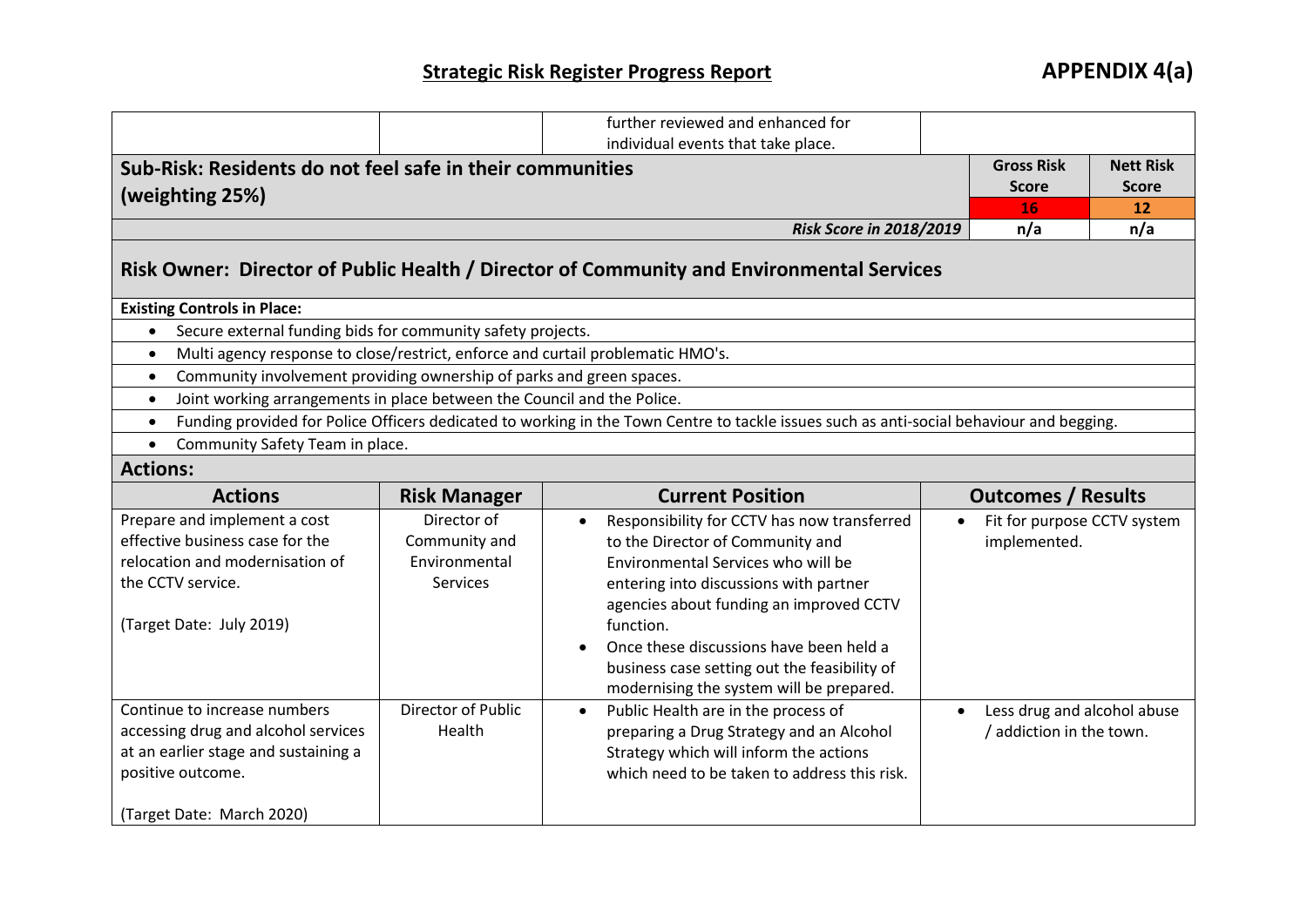## Strategic Risk Register Progress Report

**APPENDIX 4(a)**

| | | | | |
|---|---|---|---|---|
| | | further reviewed and enhanced for individual events that take place. | | |

| **Sub-Risk: Residents do not feel safe in their communities (weighting 25%)** | **Gross Risk Score** | **Nett Risk Score** |
|---|---|---|
| | **16** | **12** |
| ***Risk Score in 2018/2019*** | **n/a** | **n/a** |

### Risk Owner: Director of Public Health / Director of Community and Environmental Services

**Existing Controls in Place:**

- Secure external funding bids for community safety projects.
- Multi agency response to close/restrict, enforce and curtail problematic HMO's.
- Community involvement providing ownership of parks and green spaces.
- Joint working arrangements in place between the Council and the Police.
- Funding provided for Police Officers dedicated to working in the Town Centre to tackle issues such as anti-social behaviour and begging.
- Community Safety Team in place.

**Actions:**

| Actions | Risk Manager | Current Position | Outcomes / Results |
|---|---|---|---|
| Prepare and implement a cost effective business case for the relocation and modernisation of the CCTV service.<br><br>(Target Date: July 2019) | Director of Community and Environmental Services | • Responsibility for CCTV has now transferred to the Director of Community and Environmental Services who will be entering into discussions with partner agencies about funding an improved CCTV function.<br>• Once these discussions have been held a business case setting out the feasibility of modernising the system will be prepared. | • Fit for purpose CCTV system implemented. |
| Continue to increase numbers accessing drug and alcohol services at an earlier stage and sustaining a positive outcome.<br><br>(Target Date: March 2020) | Director of Public Health | • Public Health are in the process of preparing a Drug Strategy and an Alcohol Strategy which will inform the actions which need to be taken to address this risk. | • Less drug and alcohol abuse / addiction in the town. |